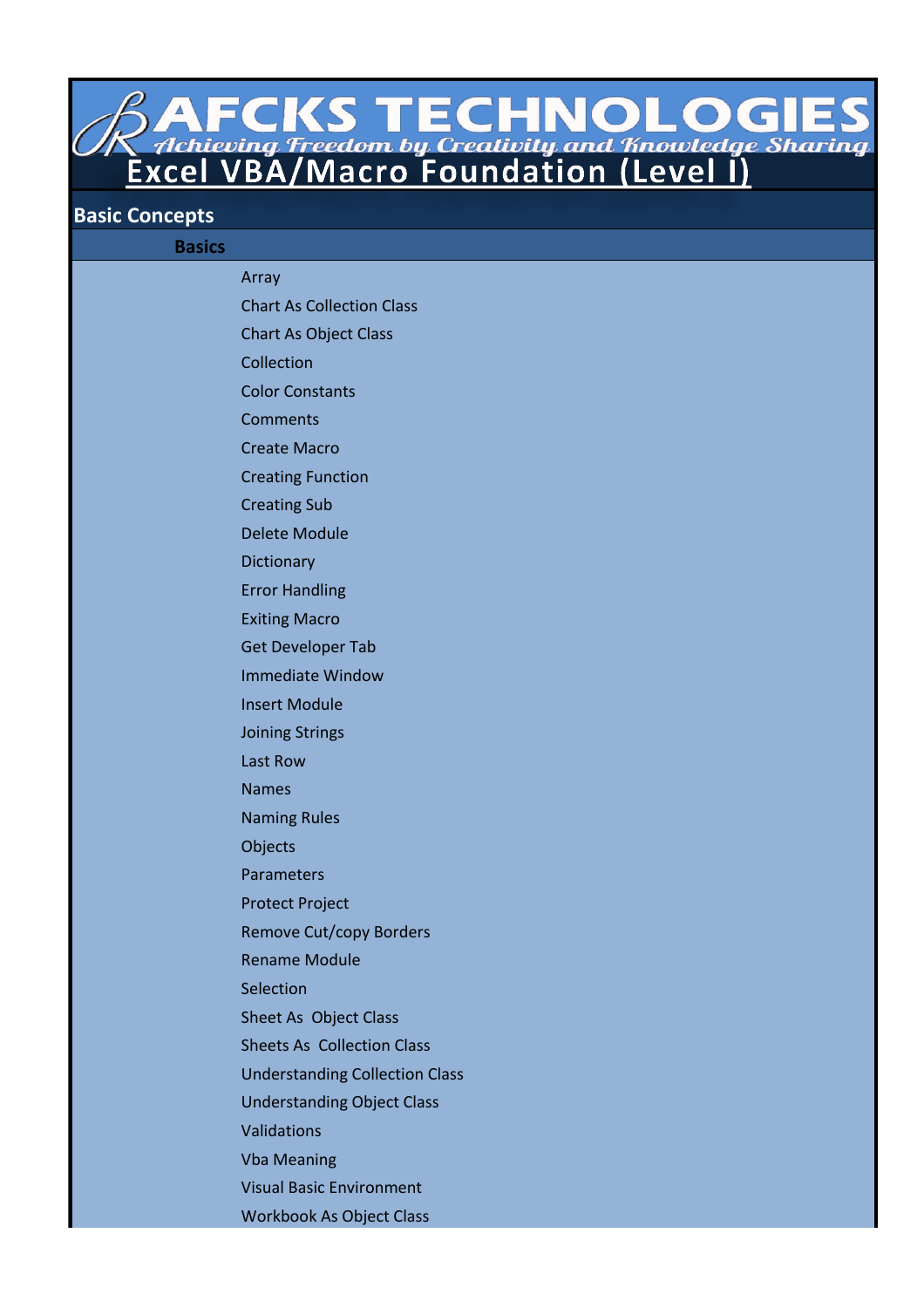# AFCKS TECHNOLOGIES

*Achieving Freedom by Creativity and Knowledge Sharing*

## Excel VBA/Macro Foundation (Level I)

### Basic Concepts

#### Basics

- Array
- Chart As Collection Class
- Chart As Object Class
- Collection
- Color Constants
- Comments
- Create Macro
- Creating Function
- Creating Sub
- Delete Module
- Dictionary
- Error Handling
- Exiting Macro
- Get Developer Tab
- Immediate Window
- Insert Module
- Joining Strings
- Last Row
- Names
- Naming Rules
- Objects
- Parameters
- Protect Project
- Remove Cut/copy Borders
- Rename Module
- Selection
- Sheet As  Object Class
- Sheets As  Collection Class
- Understanding Collection Class
- Understanding Object Class
- Validations
- Vba Meaning
- Visual Basic Environment
- Workbook As Object Class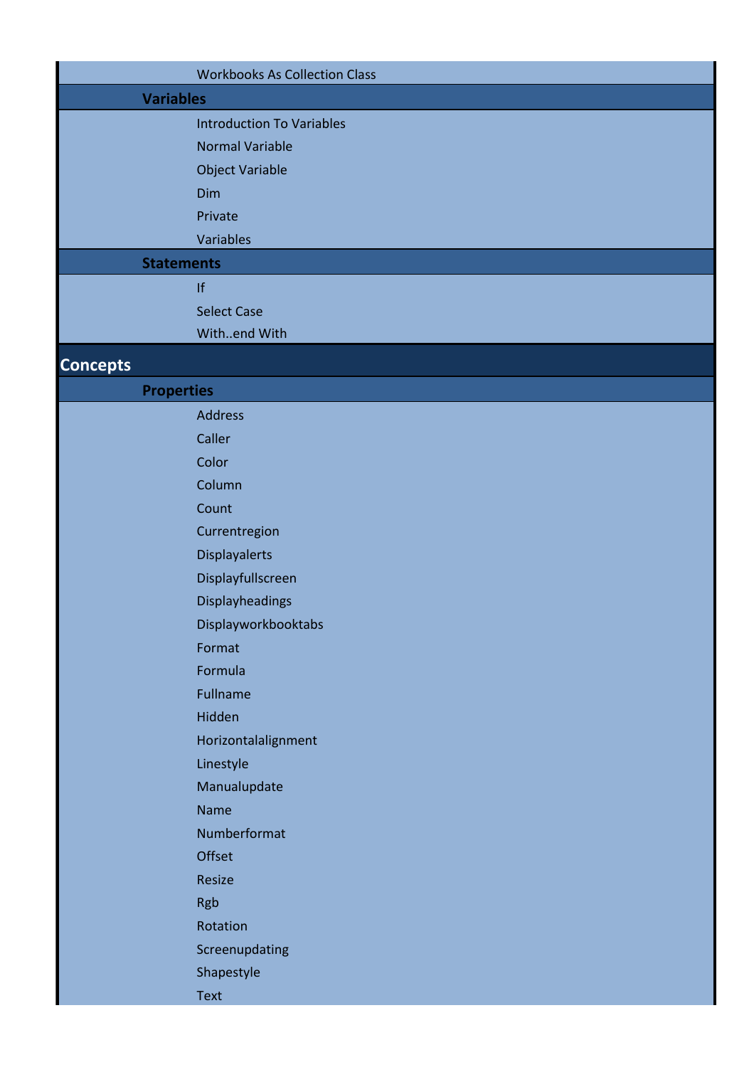Workbooks As Collection Class

### Variables

- Introduction To Variables
- Normal Variable
- Object Variable
- Dim
- Private
- Variables

### Statements

- If
- Select Case
- With..end With

## Concepts

### Properties

- Address
- Caller
- Color
- Column
- Count
- Currentregion
- Displayalerts
- Displayfullscreen
- Displayheadings
- Displayworkbooktabs
- Format
- Formula
- Fullname
- Hidden
- Horizontalalignment
- Linestyle
- Manualupdate
- Name
- Numberformat
- Offset
- Resize
- Rgb
- Rotation
- Screenupdating
- Shapestyle
- Text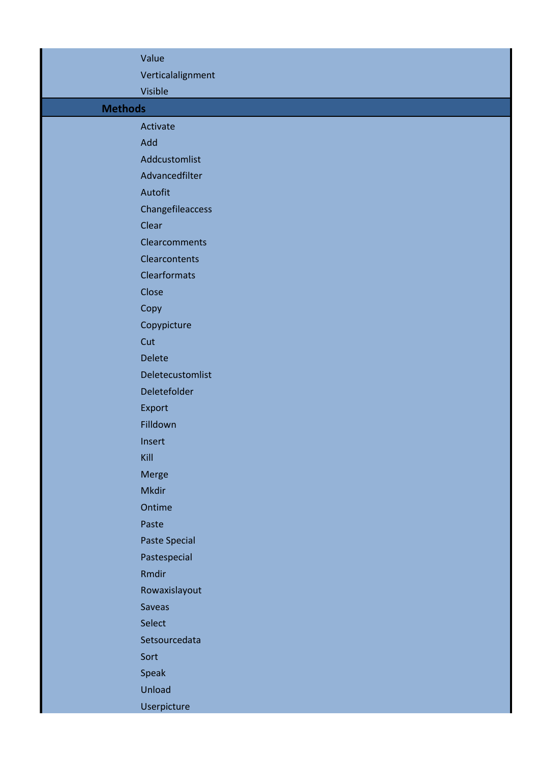Value
Verticalalignment
Visible

## Methods

Activate
Add
Addcustomlist
Advancedfilter
Autofit
Changefileaccess
Clear
Clearcomments
Clearcontents
Clearformats
Close
Copy
Copypicture
Cut
Delete
Deletecustomlist
Deletefolder
Export
Filldown
Insert
Kill
Merge
Mkdir
Ontime
Paste
Paste Special
Pastespecial
Rmdir
Rowaxislayout
Saveas
Select
Setsourcedata
Sort
Speak
Unload
Userpicture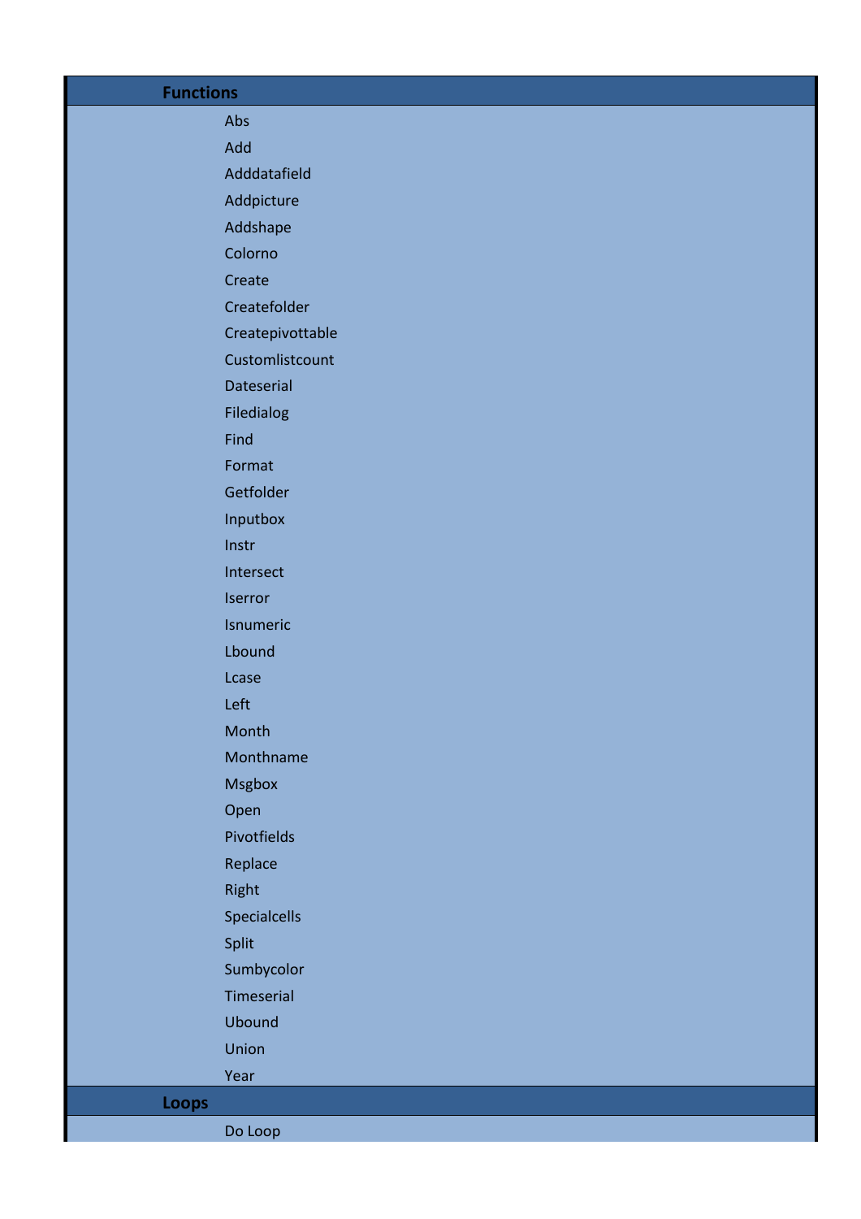## Functions

- Abs
- Add
- Adddatafield
- Addpicture
- Addshape
- Colorno
- Create
- Createfolder
- Createpivottable
- Customlistcount
- Dateserial
- Filedialog
- Find
- Format
- Getfolder
- Inputbox
- Instr
- Intersect
- Iserror
- Isnumeric
- Lbound
- Lcase
- Left
- Month
- Monthname
- Msgbox
- Open
- Pivotfields
- Replace
- Right
- Specialcells
- Split
- Sumbycolor
- Timeserial
- Ubound
- Union
- Year

## Loops

- Do Loop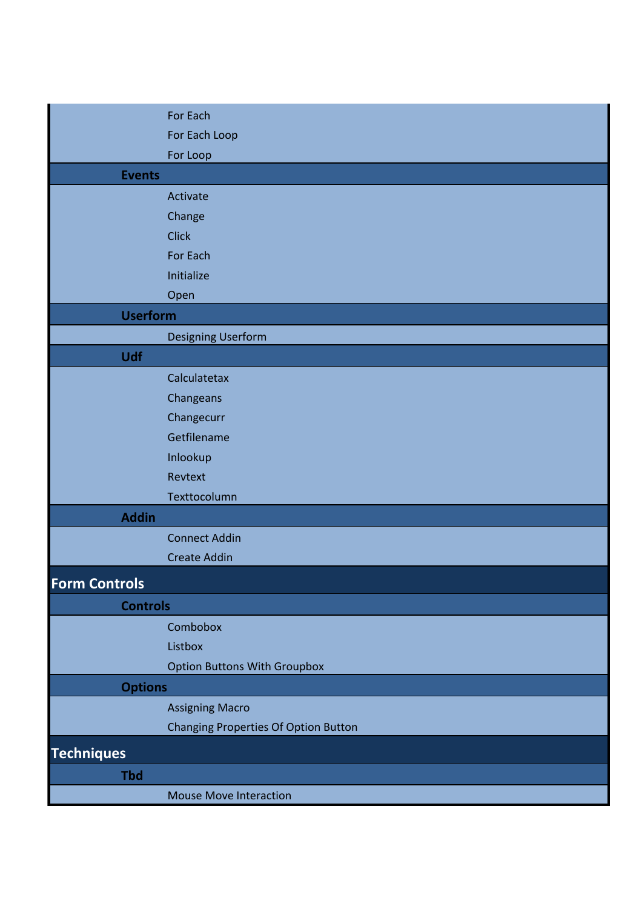- For Each
- For Each Loop
- For Loop

### Events

- Activate
- Change
- Click
- For Each
- Initialize
- Open

### Userform

- Designing Userform

### Udf

- Calculatetax
- Changeans
- Changecurr
- Getfilename
- Inlookup
- Revtext
- Texttocolumn

### Addin

- Connect Addin
- Create Addin

## Form Controls

### Controls

- Combobox
- Listbox
- Option Buttons With Groupbox

### Options

- Assigning Macro
- Changing Properties Of Option Button

## Techniques

### Tbd

- Mouse Move Interaction